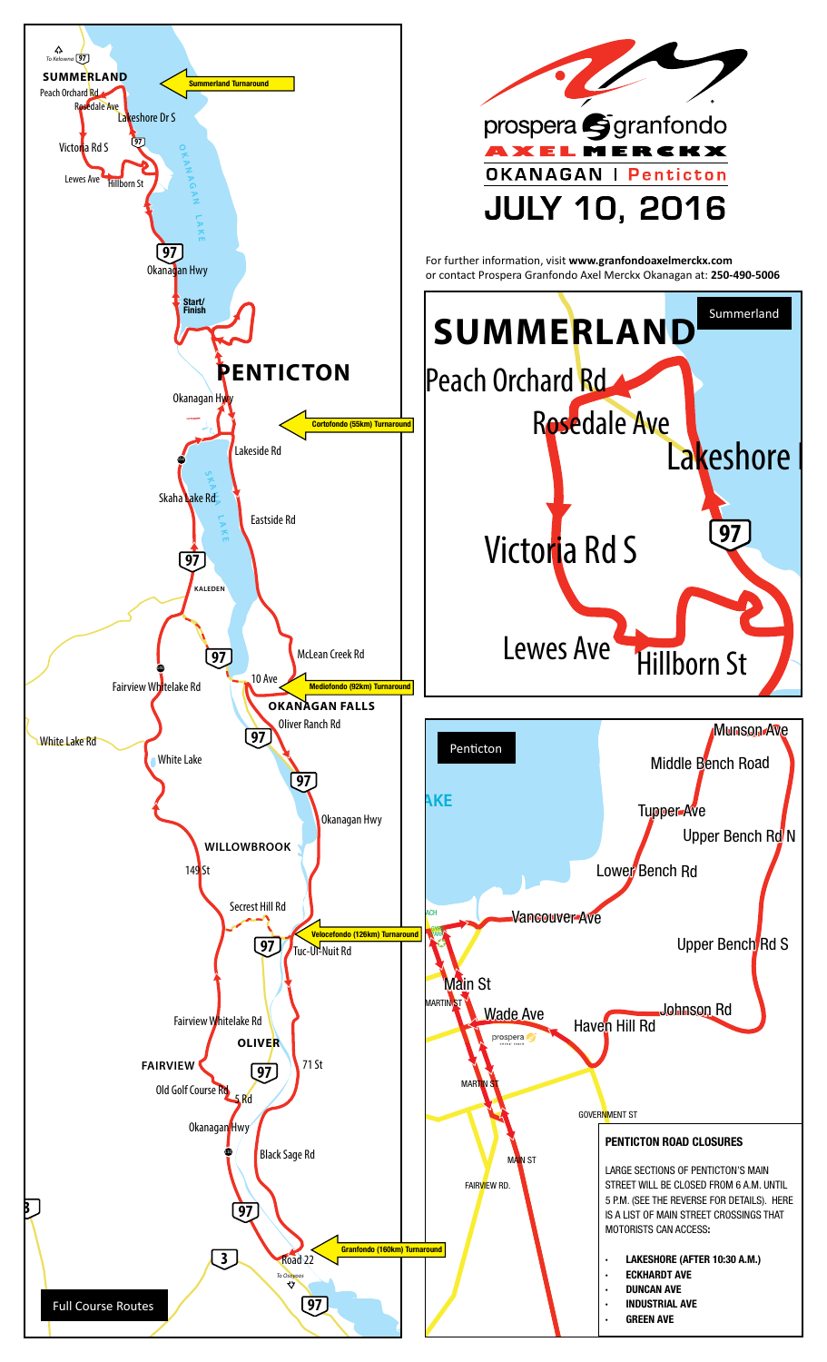# prospera granfondo AXEL MERCKX

## OKANAGAN | Penticton

## JULY 10, 2016

For further information, visit **www.granfondoaxelmerckx.com** or contact Prospera Granfondo Axel Merckx Okanagan at: **250-490-5006**

### Full Course Routes

To Kelowna 97

SUMMERLAND

Summerland Turnaround

Peach Orchard Rd

Rosedale Ave

Lakeshore Dr S

Victoria Rd S

Lewes Ave

Hillborn St

OKANAGAN LAKE

Okanagan Hwy

Start/Finish

PENTICTON

Okanagan Hwy

Cortofondo (55km) Turnaround

Lakeside Rd

Skaha Lake Rd

SKAHA LAKE

Eastside Rd

KALEDEN

McLean Creek Rd

Fairview Whitelake Rd

10 Ave

Mediofondo (92km) Turnaround

OKANAGAN FALLS

Oliver Ranch Rd

White Lake Rd

White Lake

Okanagan Hwy

WILLOWBROOK

149 St

Secrest Hill Rd

Velocefondo (126km) Turnaround

Tuc-Ul-Nuit Rd

Fairview Whitelake Rd

OLIVER

FAIRVIEW

71 St

Old Golf Course Rd

5 Rd

Okanagan Hwy

Black Sage Rd

Granfondo (160km) Turnaround

Road 22

To Osoyoos

### Summerland

SUMMERLAND

Peach Orchard Rd

Rosedale Ave

Lakeshore Dr S

Victoria Rd S

Lewes Ave

Hillborn St

### Penticton

Munson Ave

Middle Bench Road

Tupper Ave

Upper Bench Rd N

Lower Bench Rd

Vancouver Ave

Upper Bench Rd S

Main St

Martin St

Wade Ave

Johnson Rd

Haven Hill Rd

Government St

Main St

Fairview Rd.

### PENTICTON ROAD CLOSURES

LARGE SECTIONS OF PENTICTON'S MAIN STREET WILL BE CLOSED FROM 6 A.M. UNTIL 5 P.M. (SEE THE REVERSE FOR DETAILS). HERE IS A LIST OF MAIN STREET CROSSINGS THAT MOTORISTS CAN ACCESS:

- **LAKESHORE (AFTER 10:30 A.M.)**
- **ECKHARDT AVE**
- **DUNCAN AVE**
- **INDUSTRIAL AVE**
- **GREEN AVE**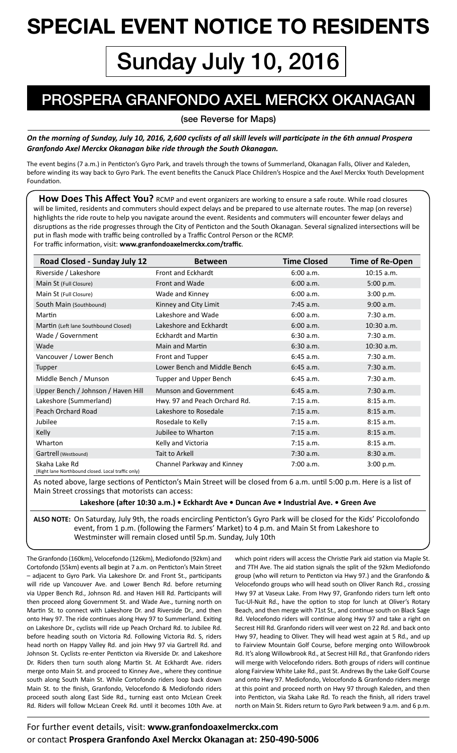# SPECIAL EVENT NOTICE TO RESIDENTS

# Sunday July 10, 2016

## PROSPERA GRANFONDO AXEL MERCKX OKANAGAN

(see Reverse for Maps)

***On the morning of Sunday, July 10, 2016, 2,600 cyclists of all skill levels will participate in the 6th annual Prospera Granfondo Axel Merckx Okanagan bike ride through the South Okanagan.***

The event begins (7 a.m.) in Penticton's Gyro Park, and travels through the towns of Summerland, Okanagan Falls, Oliver and Kaleden, before winding its way back to Gyro Park. The event benefits the Canuck Place Children's Hospice and the Axel Merckx Youth Development Foundation.

**How Does This Affect You?** RCMP and event organizers are working to ensure a safe route. While road closures will be limited, residents and commuters should expect delays and be prepared to use alternate routes. The map (on reverse) highlights the ride route to help you navigate around the event. Residents and commuters will encounter fewer delays and disruptions as the ride progresses through the City of Penticton and the South Okanagan. Several signalized intersections will be put in flash mode with traffic being controlled by a Traffic Control Person or the RCMP.
For traffic information, visit: **www.granfondoaxelmerckx.com/traffic**.

| Road Closed - Sunday July 12 | Between | Time Closed | Time of Re-Open |
|---|---|---|---|
| Riverside / Lakeshore | Front and Eckhardt | 6:00 a.m. | 10:15 a.m. |
| Main St (Full Closure) | Front and Wade | 6:00 a.m. | 5:00 p.m. |
| Main St (Full Closure) | Wade and Kinney | 6:00 a.m. | 3:00 p.m. |
| South Main (Southbound) | Kinney and City Limit | 7:45 a.m. | 9:00 a.m. |
| Martin | Lakeshore and Wade | 6:00 a.m. | 7:30 a.m. |
| Martin (Left lane Southbound Closed) | Lakeshore and Eckhardt | 6:00 a.m. | 10:30 a.m. |
| Wade / Government | Eckhardt and Martin | 6:30 a.m. | 7:30 a.m. |
| Wade | Main and Martin | 6:30 a.m. | 10:30 a.m. |
| Vancouver / Lower Bench | Front and Tupper | 6:45 a.m. | 7:30 a.m. |
| Tupper | Lower Bench and Middle Bench | 6:45 a.m. | 7:30 a.m. |
| Middle Bench / Munson | Tupper and Upper Bench | 6:45 a.m. | 7:30 a.m. |
| Upper Bench / Johnson / Haven Hill | Munson and Government | 6:45 a.m. | 7:30 a.m. |
| Lakeshore (Summerland) | Hwy. 97 and Peach Orchard Rd. | 7:15 a.m. | 8:15 a.m. |
| Peach Orchard Road | Lakeshore to Rosedale | 7:15 a.m. | 8:15 a.m. |
| Jubilee | Rosedale to Kelly | 7:15 a.m. | 8:15 a.m. |
| Kelly | Jubilee to Wharton | 7:15 a.m. | 8:15 a.m. |
| Wharton | Kelly and Victoria | 7:15 a.m. | 8:15 a.m. |
| Gartrell (Westbound) | Tait to Arkell | 7:30 a.m. | 8:30 a.m. |
| Skaha Lake Rd (Right lane Northbound closed. Local traffic only) | Channel Parkway and Kinney | 7:00 a.m. | 3:00 p.m. |

As noted above, large sections of Penticton's Main Street will be closed from 6 a.m. until 5:00 p.m. Here is a list of Main Street crossings that motorists can access:

**Lakeshore (after 10:30 a.m.) • Eckhardt Ave • Duncan Ave • Industrial Ave. • Green Ave**

**ALSO NOTE:** On Saturday, July 9th, the roads encircling Penticton's Gyro Park will be closed for the Kids' Piccolofondo event, from 1 p.m. (following the Farmers' Market) to 4 p.m. and Main St from Lakeshore to Westminster will remain closed until 5p.m. Sunday, July 10th

The Granfondo (160km), Velocefondo (126km), Mediofondo (92km) and Cortofondo (55km) events all begin at 7 a.m. on Penticton's Main Street – adjacent to Gyro Park. Via Lakeshore Dr. and Front St., participants will ride up Vancouver Ave. and Lower Bench Rd. before returning via Upper Bench Rd., Johnson Rd. and Haven Hill Rd. Participants will then proceed along Government St. and Wade Ave., turning north on Martin St. to connect with Lakeshore Dr. and Riverside Dr., and then onto Hwy 97. The ride continues along Hwy 97 to Summerland. Exiting on Lakeshore Dr., cyclists will ride up Peach Orchard Rd. to Jubilee Rd. before heading south on Victoria Rd. Following Victoria Rd. S, riders head north on Happy Valley Rd. and join Hwy 97 via Gartrell Rd. and Johnson St. Cyclists re-enter Penticton via Riverside Dr. and Lakeshore Dr. Riders then turn south along Martin St. At Eckhardt Ave. riders merge onto Main St. and proceed to Kinney Ave., where they continue south along South Main St. While Cortofondo riders loop back down Main St. to the finish, Granfondo, Velocefondo & Mediofondo riders proceed south along East Side Rd., turning east onto McLean Creek Rd. Riders will follow McLean Creek Rd. until it becomes 10th Ave. at which point riders will access the Christie Park aid station via Maple St. and 7TH Ave. The aid station signals the split of the 92km Mediofondo group (who will return to Penticton via Hwy 97.) and the Granfondo & Velocefondo groups who will head south on Oliver Ranch Rd., crossing Hwy 97 at Vaseux Lake. From Hwy 97, Granfondo riders turn left onto Tuc-Ul-Nuit Rd., have the option to stop for lunch at Oliver's Rotary Beach, and then merge with 71st St., and continue south on Black Sage Rd. Velocefondo riders will continue along Hwy 97 and take a right on Secrest Hill Rd. Granfondo riders will veer west on 22 Rd. and back onto Hwy 97, heading to Oliver. They will head west again at 5 Rd., and up to Fairview Mountain Golf Course, before merging onto Willowbrook Rd. It's along Willowbrook Rd., at Secrest Hill Rd., that Granfondo riders will merge with Velocefondo riders. Both groups of riders will continue along Fairview White Lake Rd., past St. Andrews By the Lake Golf Course and onto Hwy 97. Mediofondo, Velocefondo & Granfondo riders merge at this point and proceed north on Hwy 97 through Kaleden, and then into Penticton, via Skaha Lake Rd. To reach the finish, all riders travel north on Main St. Riders return to Gyro Park between 9 a.m. and 6 p.m.

For further event details, visit: **www.granfondoaxelmerckx.com**
or contact **Prospera Granfondo Axel Merckx Okanagan at: 250-490-5006**